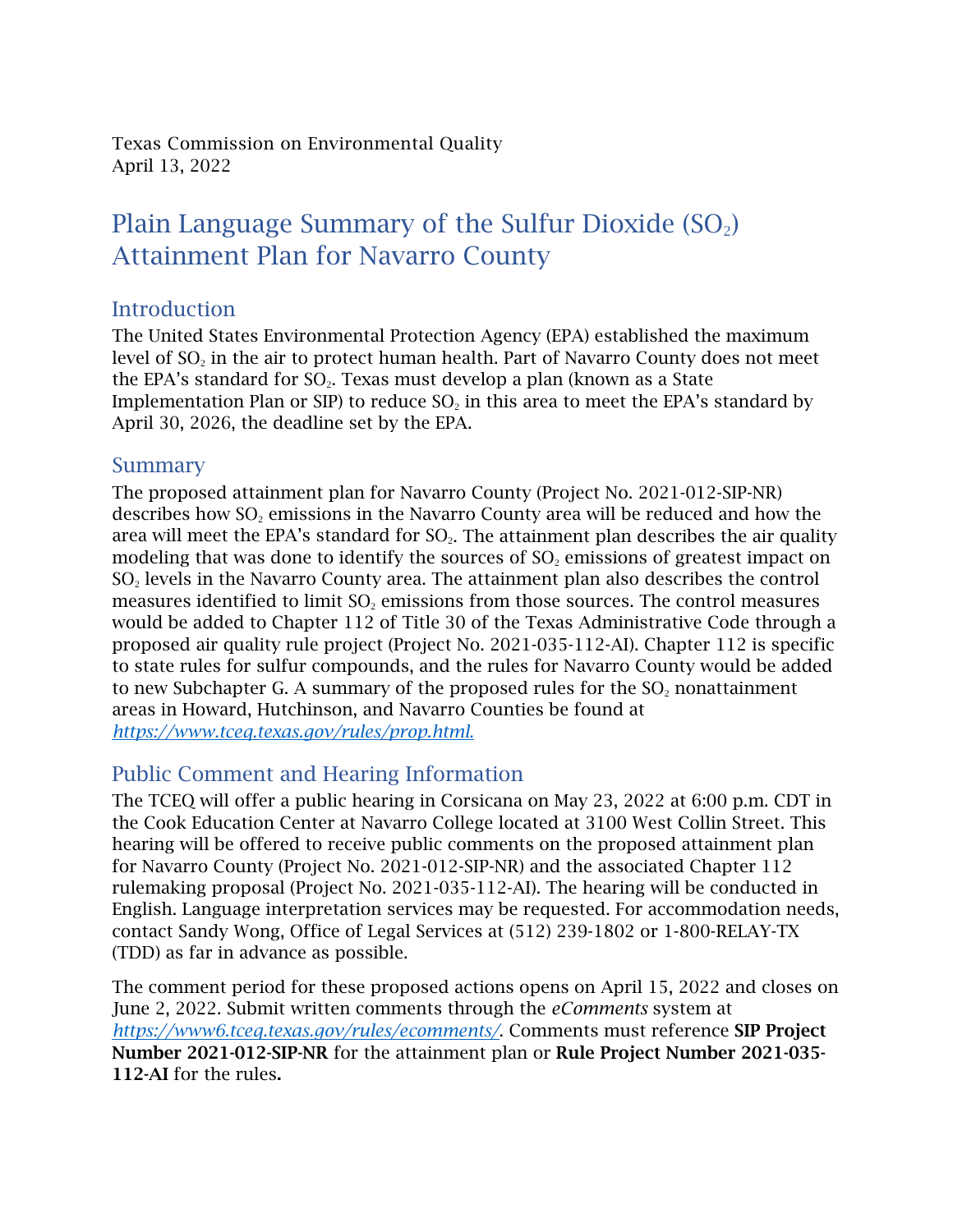Texas Commission on Environmental Quality
April 13, 2022

# Plain Language Summary of the Sulfur Dioxide ($SO_2$) Attainment Plan for Navarro County

## Introduction

The United States Environmental Protection Agency (EPA) established the maximum level of $SO_2$ in the air to protect human health. Part of Navarro County does not meet the EPA's standard for $SO_2$. Texas must develop a plan (known as a State Implementation Plan or SIP) to reduce $SO_2$ in this area to meet the EPA's standard by April 30, 2026, the deadline set by the EPA.

## Summary

The proposed attainment plan for Navarro County (Project No. 2021-012-SIP-NR) describes how $SO_2$ emissions in the Navarro County area will be reduced and how the area will meet the EPA's standard for $SO_2$. The attainment plan describes the air quality modeling that was done to identify the sources of $SO_2$ emissions of greatest impact on $SO_2$ levels in the Navarro County area. The attainment plan also describes the control measures identified to limit $SO_2$ emissions from those sources. The control measures would be added to Chapter 112 of Title 30 of the Texas Administrative Code through a proposed air quality rule project (Project No. 2021-035-112-AI). Chapter 112 is specific to state rules for sulfur compounds, and the rules for Navarro County would be added to new Subchapter G. A summary of the proposed rules for the $SO_2$ nonattainment areas in Howard, Hutchinson, and Navarro Counties be found at *https://www.tceq.texas.gov/rules/prop.html.*

## Public Comment and Hearing Information

The TCEQ will offer a public hearing in Corsicana on May 23, 2022 at 6:00 p.m. CDT in the Cook Education Center at Navarro College located at 3100 West Collin Street. This hearing will be offered to receive public comments on the proposed attainment plan for Navarro County (Project No. 2021-012-SIP-NR) and the associated Chapter 112 rulemaking proposal (Project No. 2021-035-112-AI). The hearing will be conducted in English. Language interpretation services may be requested. For accommodation needs, contact Sandy Wong, Office of Legal Services at (512) 239-1802 or 1-800-RELAY-TX (TDD) as far in advance as possible.

The comment period for these proposed actions opens on April 15, 2022 and closes on June 2, 2022. Submit written comments through the *eComments* system at *https://www6.tceq.texas.gov/rules/ecomments/*. Comments must reference **SIP Project Number 2021-012-SIP-NR** for the attainment plan or **Rule Project Number 2021-035-112-AI** for the rules**.**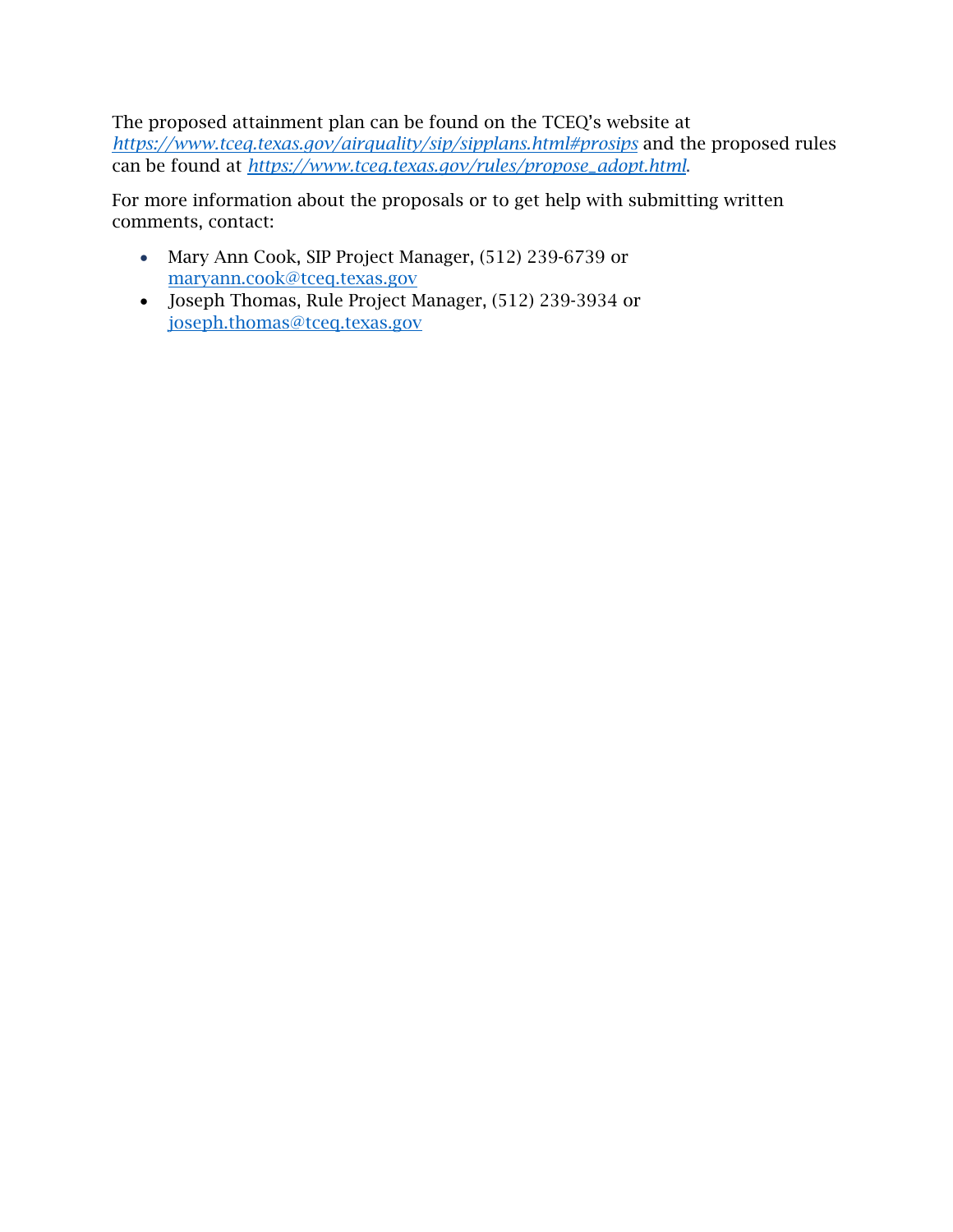The proposed attainment plan can be found on the TCEQ's website at *https://www.tceq.texas.gov/airquality/sip/sipplans.html#prosips* and the proposed rules can be found at *https://www.tceq.texas.gov/rules/propose_adopt.html*.

For more information about the proposals or to get help with submitting written comments, contact:

- Mary Ann Cook, SIP Project Manager, (512) 239-6739 or maryann.cook@tceq.texas.gov
- Joseph Thomas, Rule Project Manager, (512) 239-3934 or joseph.thomas@tceq.texas.gov